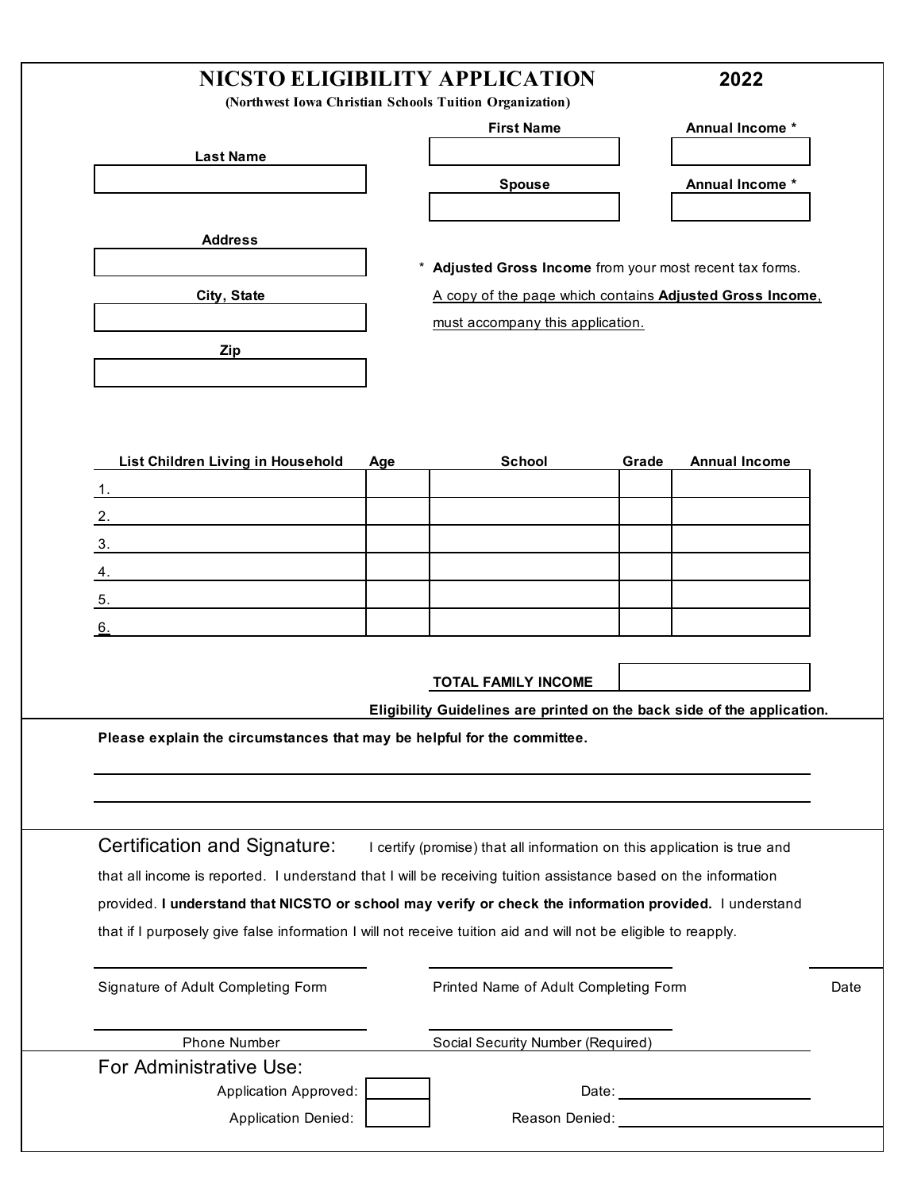# NICSTO ELIGIBILITY APPLICATION 2022

**(Northwest Iowa Christian Schools Tuition Organization)**

| Last Name | First Name | Annual Income * |
| --- | --- | --- |
| | | |
| | **Spouse** | **Annual Income *** |
| | | |

**Address**

**City, State**

**Zip**

\* **Adjusted Gross Income** from your most recent tax forms. A copy of the page which contains **Adjusted Gross Income**, must accompany this application.

| List Children Living in Household | Age | School | Grade | Annual Income |
| --- | --- | --- | --- | --- |
| 1. | | | | |
| 2. | | | | |
| 3. | | | | |
| 4. | | | | |
| 5. | | | | |
| 6. | | | | |

**TOTAL FAMILY INCOME** ____________

**Eligibility Guidelines are printed on the back side of the application.**

**Please explain the circumstances that may be helpful for the committee.**

______________________________________________

______________________________________________

## Certification and Signature:

I certify (promise) that all information on this application is true and that all income is reported. I understand that I will be receiving tuition assistance based on the information provided. **I understand that NICSTO or school may verify or check the information provided.** I understand that if I purposely give false information I will not receive tuition aid and will not be eligible to reapply.

Signature of Adult Completing Form ____________ Printed Name of Adult Completing Form ____________ Date ____________

Phone Number ____________ Social Security Number (Required) ____________

## For Administrative Use:

Application Approved: ☐ Date: ____________

Application Denied: ☐ Reason Denied: ____________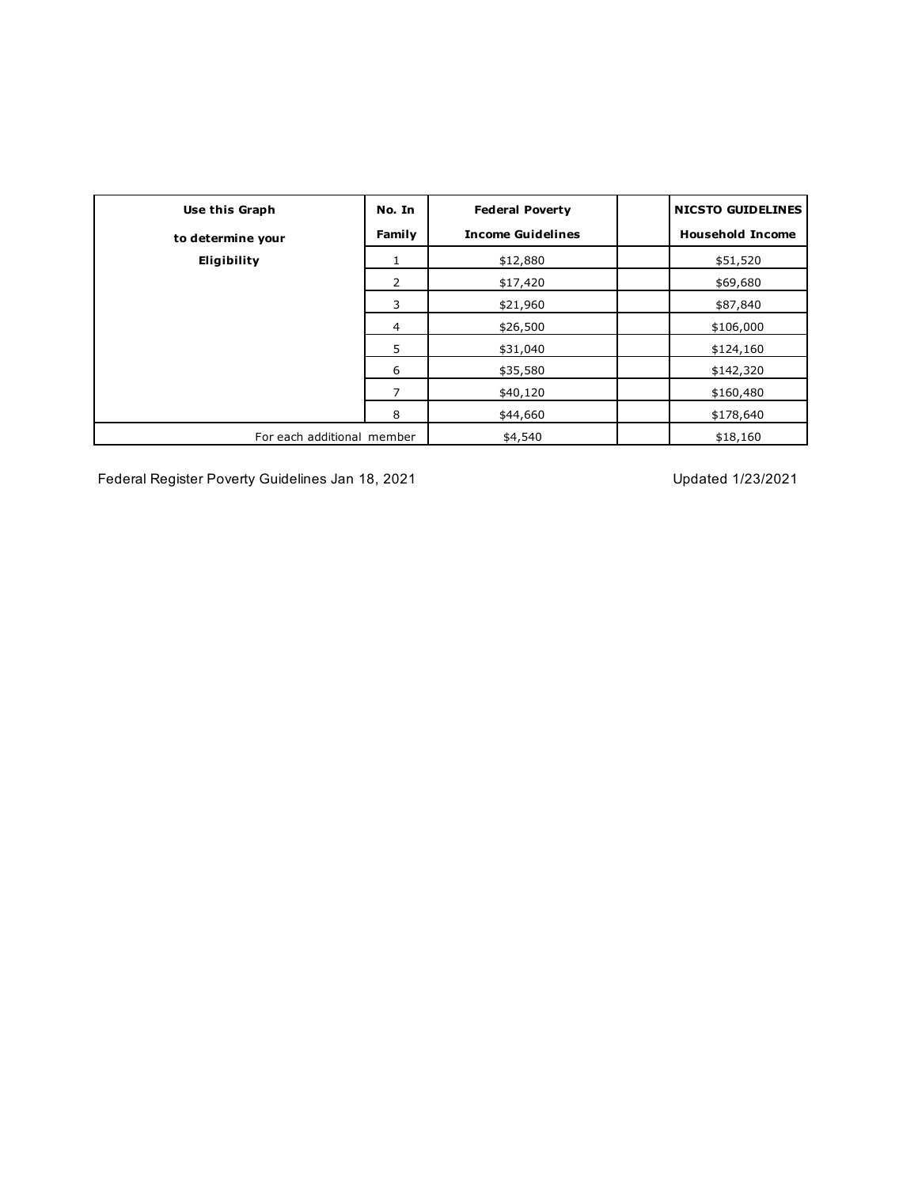| Use this Graph to determine your Eligibility | No. In Family | Federal Poverty Income Guidelines | | NICSTO GUIDELINES Household Income |
|---|---|---|---|---|
| | 1 | $12,880 | | $51,520 |
| | 2 | $17,420 | | $69,680 |
| | 3 | $21,960 | | $87,840 |
| | 4 | $26,500 | | $106,000 |
| | 5 | $31,040 | | $124,160 |
| | 6 | $35,580 | | $142,320 |
| | 7 | $40,120 | | $160,480 |
| | 8 | $44,660 | | $178,640 |
| For each additional member | | $4,540 | | $18,160 |

Federal Register Poverty Guidelines Jan 18, 2021

Updated 1/23/2021